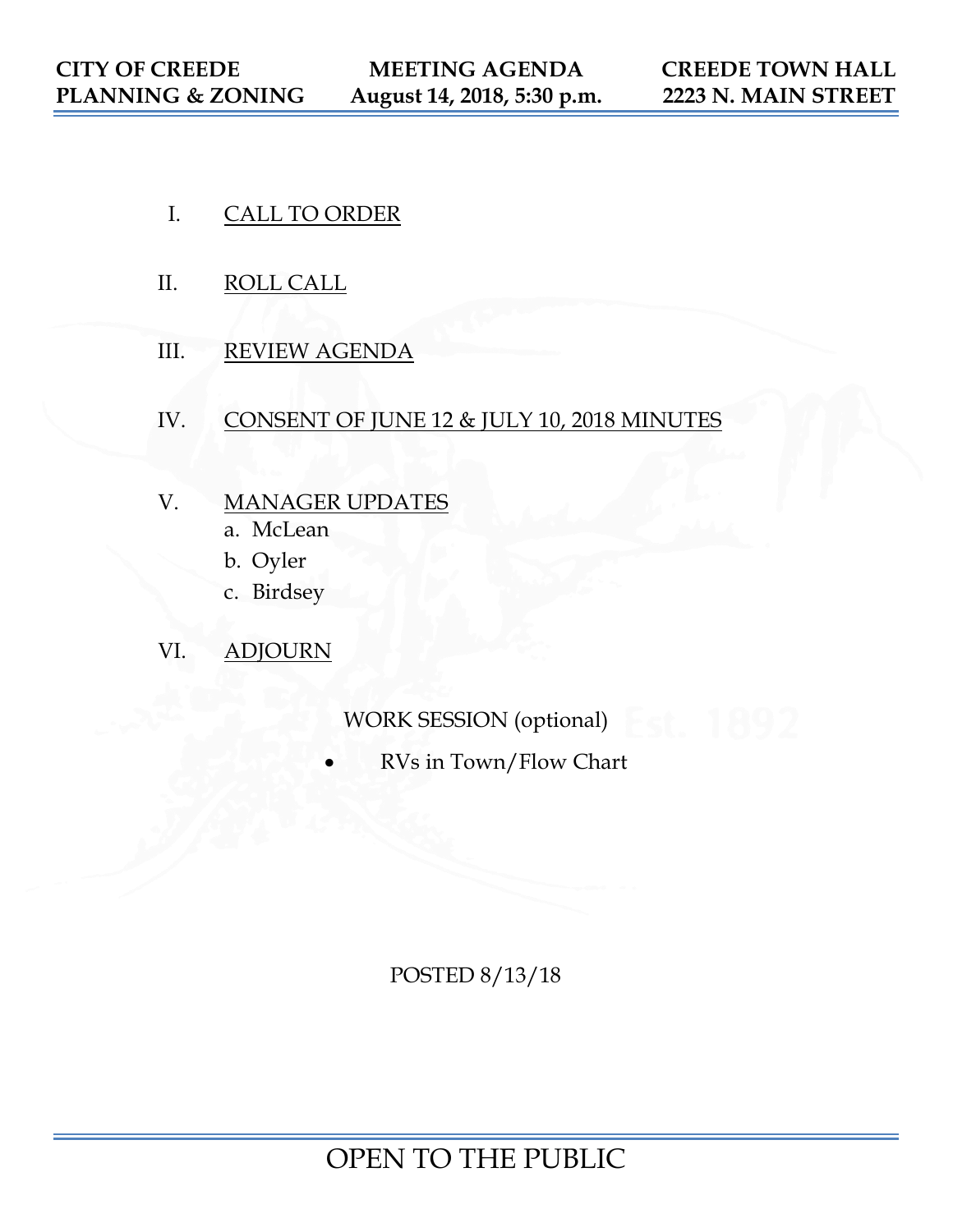**CITY OF CREEDE PLANNING & ZONING** | **MEETING AGENDA August 14, 2018, 5:30 p.m.** | **CREEDE TOWN HALL 2223 N. MAIN STREET**

I. CALL TO ORDER

II. ROLL CALL

III. REVIEW AGENDA

IV. CONSENT OF JUNE 12 & JULY 10, 2018 MINUTES

V. MANAGER UPDATES
   a. McLean
   b. Oyler
   c. Birdsey

VI. ADJOURN

WORK SESSION (optional)

- RVs in Town/Flow Chart

POSTED 8/13/18

OPEN TO THE PUBLIC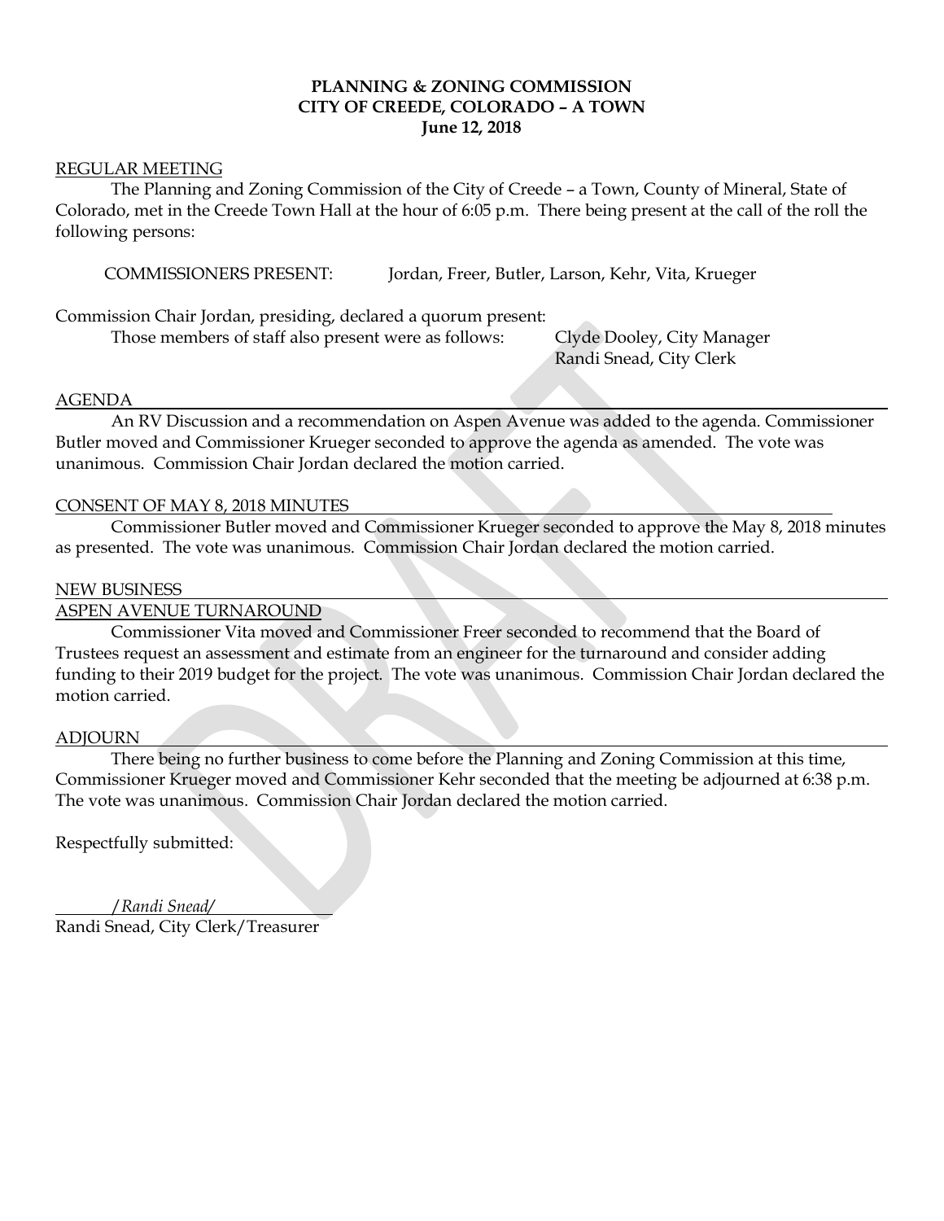**PLANNING & ZONING COMMISSION**
**CITY OF CREEDE, COLORADO – A TOWN**
**June 12, 2018**

REGULAR MEETING

The Planning and Zoning Commission of the City of Creede – a Town, County of Mineral, State of Colorado, met in the Creede Town Hall at the hour of 6:05 p.m. There being present at the call of the roll the following persons:

COMMISSIONERS PRESENT: Jordan, Freer, Butler, Larson, Kehr, Vita, Krueger

Commission Chair Jordan, presiding, declared a quorum present:

Those members of staff also present were as follows: Clyde Dooley, City Manager
Randi Snead, City Clerk

AGENDA

An RV Discussion and a recommendation on Aspen Avenue was added to the agenda. Commissioner Butler moved and Commissioner Krueger seconded to approve the agenda as amended. The vote was unanimous. Commission Chair Jordan declared the motion carried.

CONSENT OF MAY 8, 2018 MINUTES

Commissioner Butler moved and Commissioner Krueger seconded to approve the May 8, 2018 minutes as presented. The vote was unanimous. Commission Chair Jordan declared the motion carried.

NEW BUSINESS

ASPEN AVENUE TURNAROUND

Commissioner Vita moved and Commissioner Freer seconded to recommend that the Board of Trustees request an assessment and estimate from an engineer for the turnaround and consider adding funding to their 2019 budget for the project. The vote was unanimous. Commission Chair Jordan declared the motion carried.

ADJOURN

There being no further business to come before the Planning and Zoning Commission at this time, Commissioner Krueger moved and Commissioner Kehr seconded that the meeting be adjourned at 6:38 p.m. The vote was unanimous. Commission Chair Jordan declared the motion carried.

Respectfully submitted:

*/Randi Snead/*
Randi Snead, City Clerk/Treasurer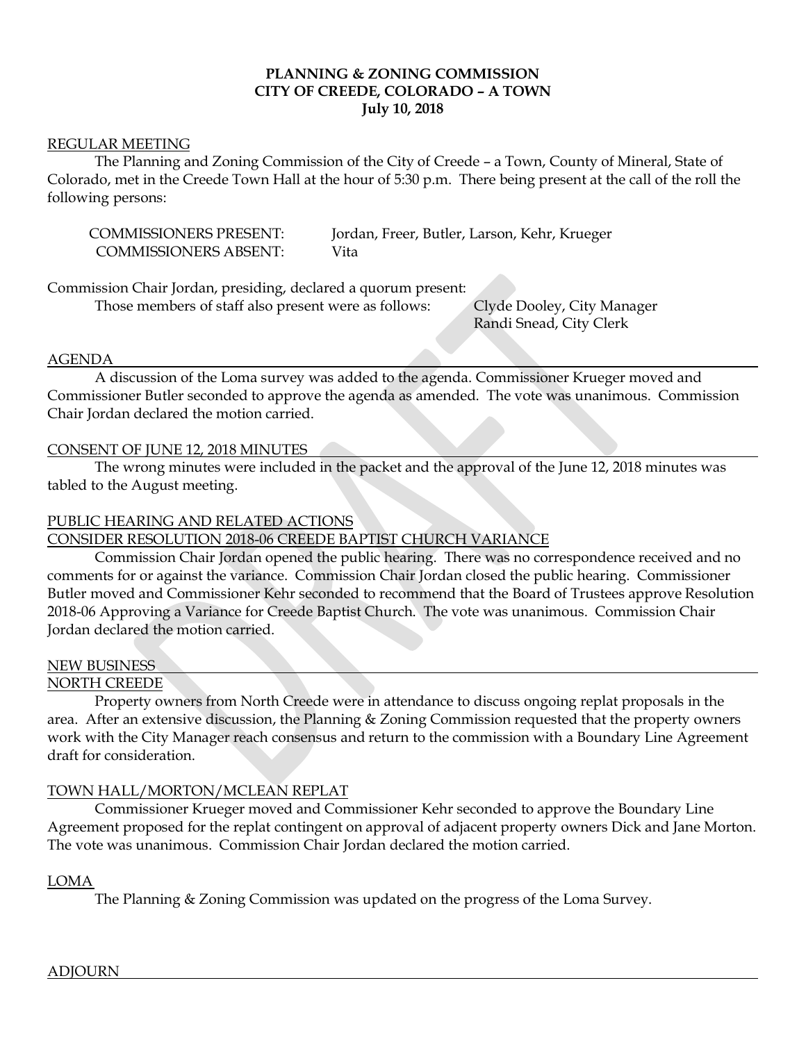**PLANNING & ZONING COMMISSION**
**CITY OF CREEDE, COLORADO – A TOWN**
**July 10, 2018**

## REGULAR MEETING

The Planning and Zoning Commission of the City of Creede – a Town, County of Mineral, State of Colorado, met in the Creede Town Hall at the hour of 5:30 p.m. There being present at the call of the roll the following persons:

COMMISSIONERS PRESENT: Jordan, Freer, Butler, Larson, Kehr, Krueger
COMMISSIONERS ABSENT: Vita

Commission Chair Jordan, presiding, declared a quorum present:
Those members of staff also present were as follows: Clyde Dooley, City Manager
Randi Snead, City Clerk

## AGENDA

A discussion of the Loma survey was added to the agenda. Commissioner Krueger moved and Commissioner Butler seconded to approve the agenda as amended. The vote was unanimous. Commission Chair Jordan declared the motion carried.

## CONSENT OF JUNE 12, 2018 MINUTES

The wrong minutes were included in the packet and the approval of the June 12, 2018 minutes was tabled to the August meeting.

## PUBLIC HEARING AND RELATED ACTIONS

## CONSIDER RESOLUTION 2018-06 CREEDE BAPTIST CHURCH VARIANCE

Commission Chair Jordan opened the public hearing. There was no correspondence received and no comments for or against the variance. Commission Chair Jordan closed the public hearing. Commissioner Butler moved and Commissioner Kehr seconded to recommend that the Board of Trustees approve Resolution 2018-06 Approving a Variance for Creede Baptist Church. The vote was unanimous. Commission Chair Jordan declared the motion carried.

## NEW BUSINESS

## NORTH CREEDE

Property owners from North Creede were in attendance to discuss ongoing replat proposals in the area. After an extensive discussion, the Planning & Zoning Commission requested that the property owners work with the City Manager reach consensus and return to the commission with a Boundary Line Agreement draft for consideration.

## TOWN HALL/MORTON/MCLEAN REPLAT

Commissioner Krueger moved and Commissioner Kehr seconded to approve the Boundary Line Agreement proposed for the replat contingent on approval of adjacent property owners Dick and Jane Morton. The vote was unanimous. Commission Chair Jordan declared the motion carried.

## LOMA

The Planning & Zoning Commission was updated on the progress of the Loma Survey.

## ADJOURN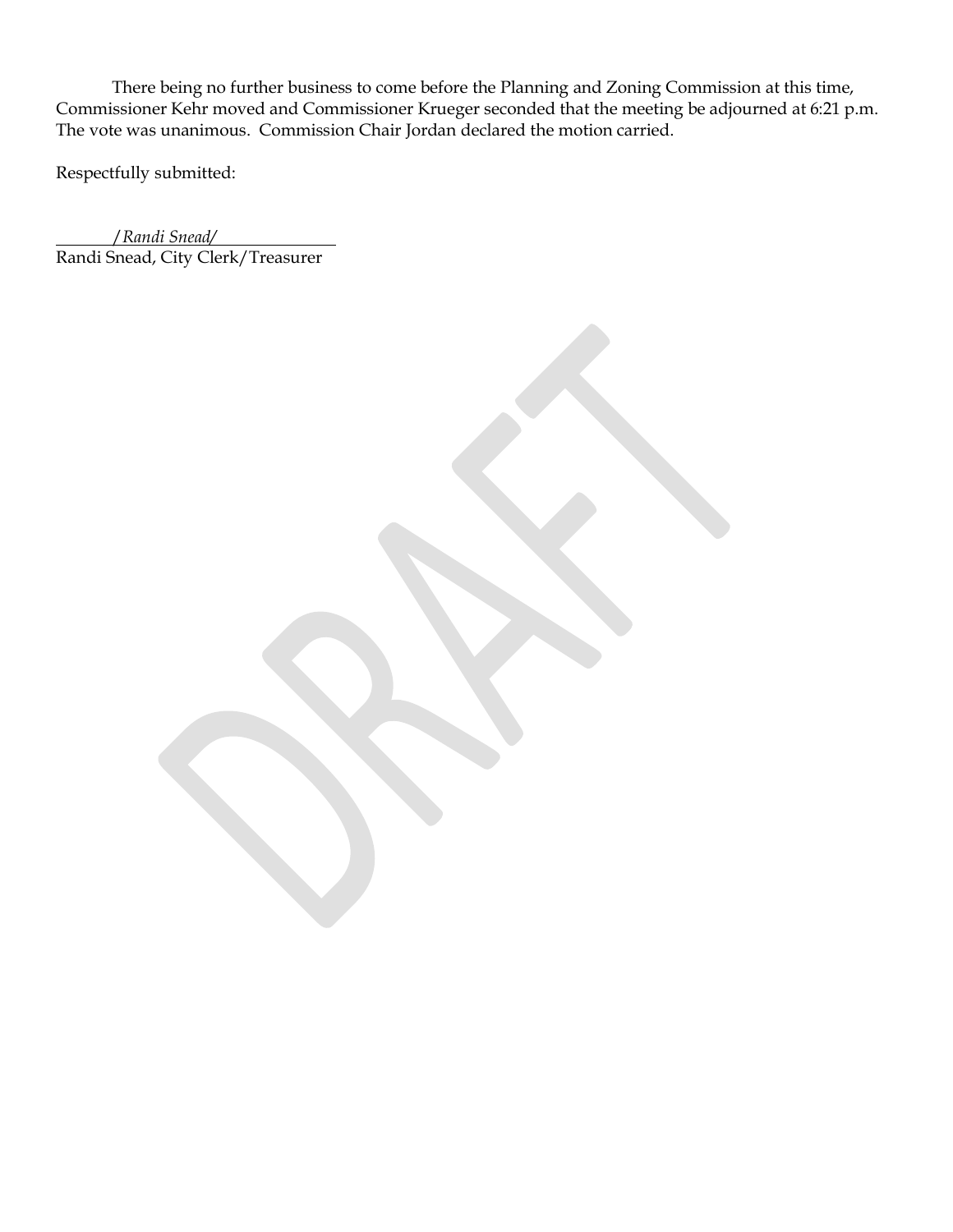There being no further business to come before the Planning and Zoning Commission at this time, Commissioner Kehr moved and Commissioner Krueger seconded that the meeting be adjourned at 6:21 p.m. The vote was unanimous. Commission Chair Jordan declared the motion carried.

Respectfully submitted:

*/Randi Snead/*

Randi Snead, City Clerk/Treasurer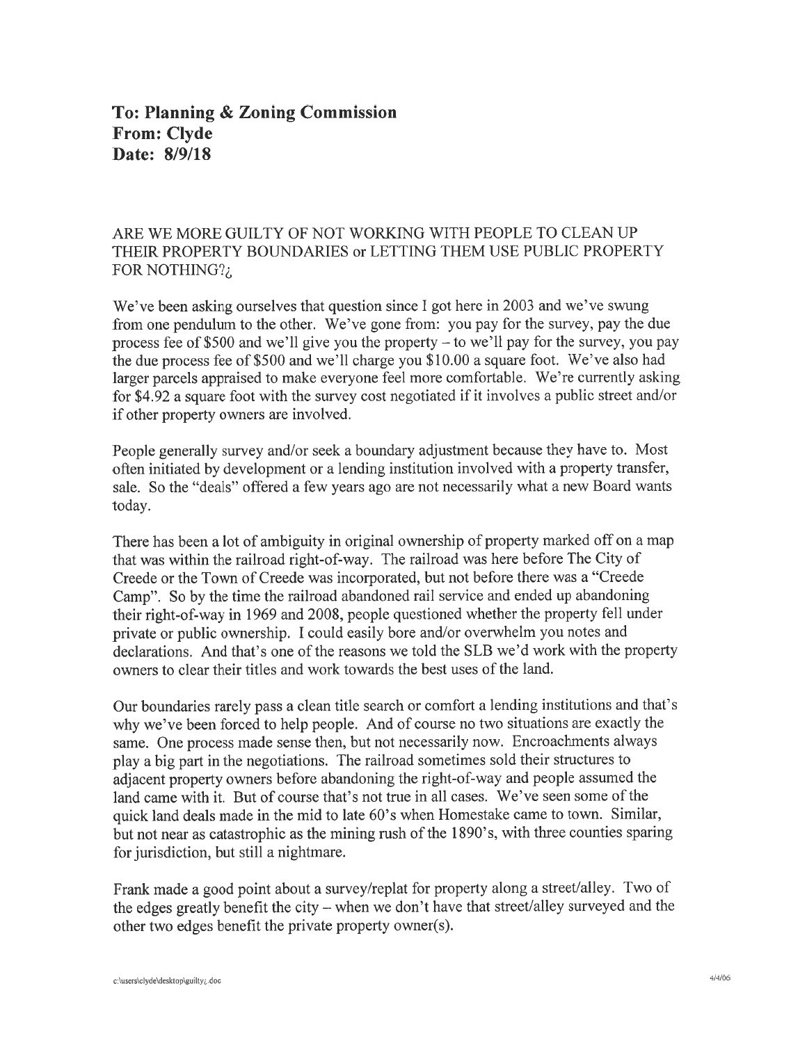**To: Planning & Zoning Commission**
**From: Clyde**
**Date: 8/9/18**

ARE WE MORE GUILTY OF NOT WORKING WITH PEOPLE TO CLEAN UP THEIR PROPERTY BOUNDARIES or LETTING THEM USE PUBLIC PROPERTY FOR NOTHING?¿

We've been asking ourselves that question since I got here in 2003 and we've swung from one pendulum to the other. We've gone from: you pay for the survey, pay the due process fee of $500 and we'll give you the property – to we'll pay for the survey, you pay the due process fee of $500 and we'll charge you $10.00 a square foot. We've also had larger parcels appraised to make everyone feel more comfortable. We're currently asking for $4.92 a square foot with the survey cost negotiated if it involves a public street and/or if other property owners are involved.

People generally survey and/or seek a boundary adjustment because they have to. Most often initiated by development or a lending institution involved with a property transfer, sale. So the "deals" offered a few years ago are not necessarily what a new Board wants today.

There has been a lot of ambiguity in original ownership of property marked off on a map that was within the railroad right-of-way. The railroad was here before The City of Creede or the Town of Creede was incorporated, but not before there was a "Creede Camp". So by the time the railroad abandoned rail service and ended up abandoning their right-of-way in 1969 and 2008, people questioned whether the property fell under private or public ownership. I could easily bore and/or overwhelm you notes and declarations. And that's one of the reasons we told the SLB we'd work with the property owners to clear their titles and work towards the best uses of the land.

Our boundaries rarely pass a clean title search or comfort a lending institutions and that's why we've been forced to help people. And of course no two situations are exactly the same. One process made sense then, but not necessarily now. Encroachments always play a big part in the negotiations. The railroad sometimes sold their structures to adjacent property owners before abandoning the right-of-way and people assumed the land came with it. But of course that's not true in all cases. We've seen some of the quick land deals made in the mid to late 60's when Homestake came to town. Similar, but not near as catastrophic as the mining rush of the 1890's, with three counties sparing for jurisdiction, but still a nightmare.

Frank made a good point about a survey/replat for property along a street/alley. Two of the edges greatly benefit the city – when we don't have that street/alley surveyed and the other two edges benefit the private property owner(s).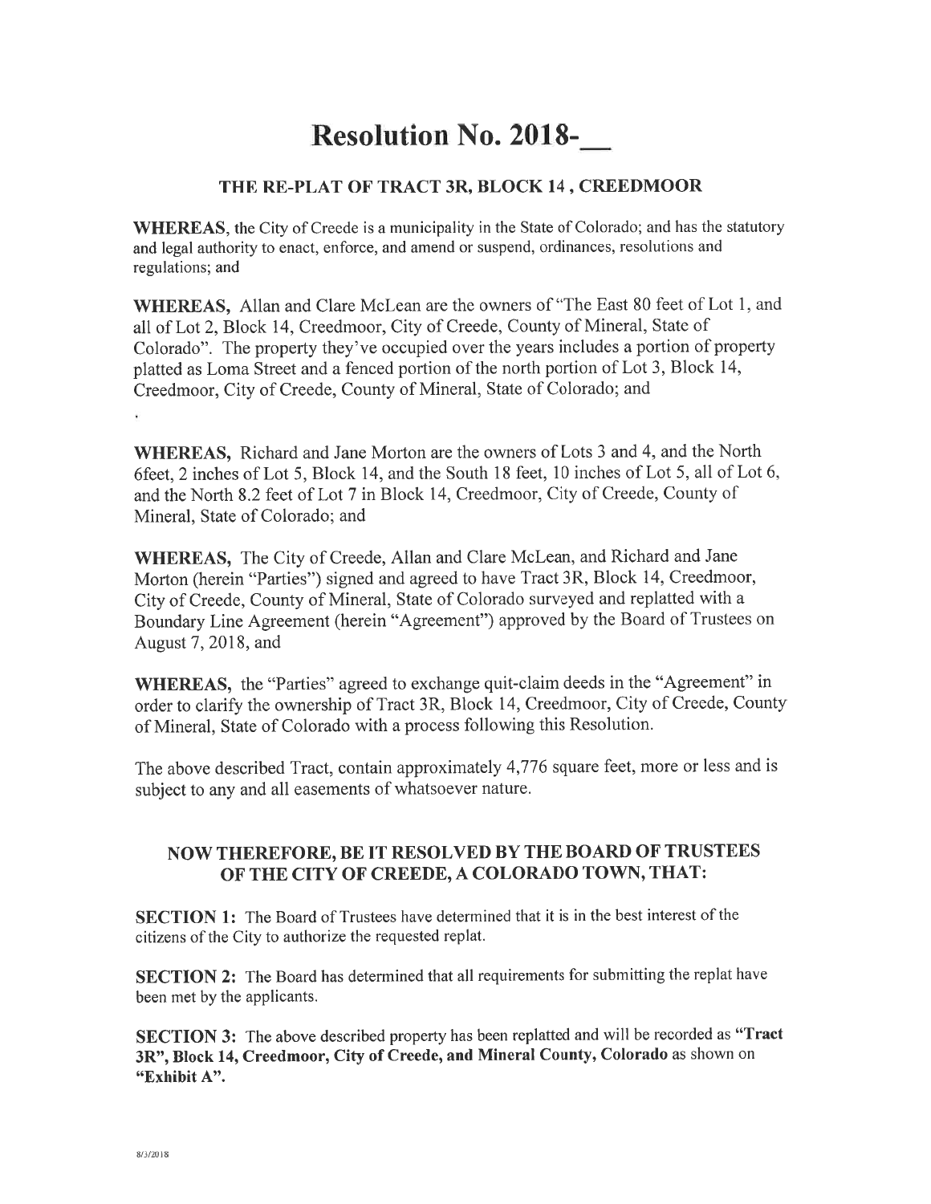# Resolution No. 2018-__

## THE RE-PLAT OF TRACT 3R, BLOCK 14 , CREEDMOOR

**WHEREAS,** the City of Creede is a municipality in the State of Colorado; and has the statutory and legal authority to enact, enforce, and amend or suspend, ordinances, resolutions and regulations; and

**WHEREAS,** Allan and Clare McLean are the owners of "The East 80 feet of Lot 1, and all of Lot 2, Block 14, Creedmoor, City of Creede, County of Mineral, State of Colorado". The property they've occupied over the years includes a portion of property platted as Loma Street and a fenced portion of the north portion of Lot 3, Block 14, Creedmoor, City of Creede, County of Mineral, State of Colorado; and

**WHEREAS,** Richard and Jane Morton are the owners of Lots 3 and 4, and the North 6feet, 2 inches of Lot 5, Block 14, and the South 18 feet, 10 inches of Lot 5, all of Lot 6, and the North 8.2 feet of Lot 7 in Block 14, Creedmoor, City of Creede, County of Mineral, State of Colorado; and

**WHEREAS,** The City of Creede, Allan and Clare McLean, and Richard and Jane Morton (herein "Parties") signed and agreed to have Tract 3R, Block 14, Creedmoor, City of Creede, County of Mineral, State of Colorado surveyed and replatted with a Boundary Line Agreement (herein "Agreement") approved by the Board of Trustees on August 7, 2018, and

**WHEREAS,** the "Parties" agreed to exchange quit-claim deeds in the "Agreement" in order to clarify the ownership of Tract 3R, Block 14, Creedmoor, City of Creede, County of Mineral, State of Colorado with a process following this Resolution.

The above described Tract, contain approximately 4,776 square feet, more or less and is subject to any and all easements of whatsoever nature.

## NOW THEREFORE, BE IT RESOLVED BY THE BOARD OF TRUSTEES OF THE CITY OF CREEDE, A COLORADO TOWN, THAT:

**SECTION 1:** The Board of Trustees have determined that it is in the best interest of the citizens of the City to authorize the requested replat.

**SECTION 2:** The Board has determined that all requirements for submitting the replat have been met by the applicants.

**SECTION 3:** The above described property has been replatted and will be recorded as **"Tract 3R", Block 14, Creedmoor, City of Creede, and Mineral County, Colorado** as shown on **"Exhibit A".**

8/3/2018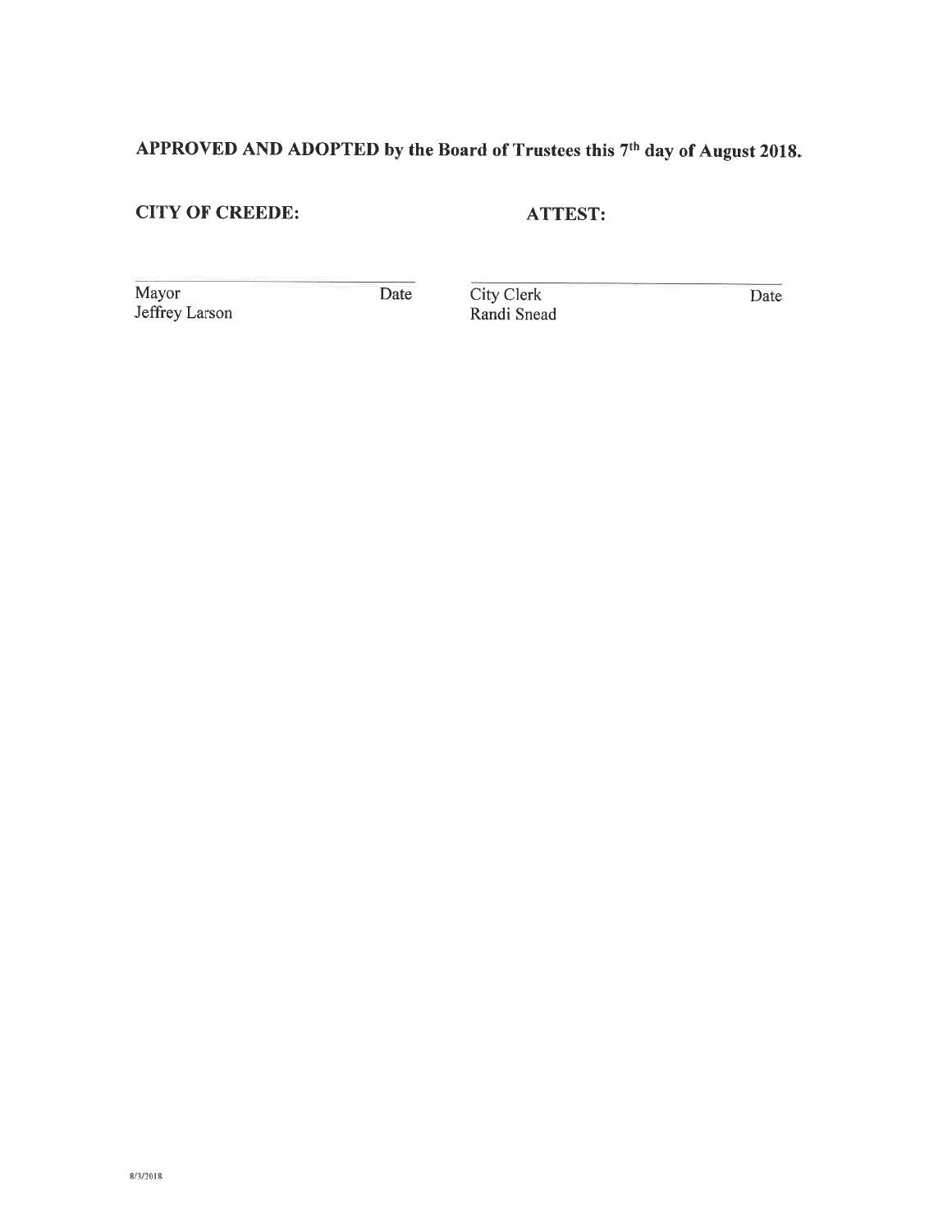**APPROVED AND ADOPTED by the Board of Trustees this 7th day of August 2018.**

**CITY OF CREEDE:** **ATTEST:**

| | | | |
|---|---|---|---|
| Mayor<br>Jeffrey Larson | Date | City Clerk<br>Randi Snead | Date |

8/3/2018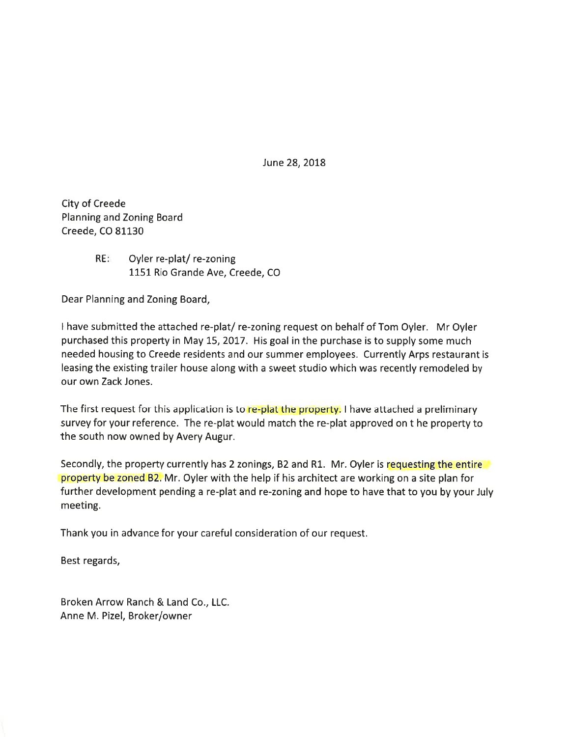June 28, 2018

City of Creede
Planning and Zoning Board
Creede, CO 81130

RE: Oyler re-plat/ re-zoning
1151 Rio Grande Ave, Creede, CO

Dear Planning and Zoning Board,

I have submitted the attached re-plat/ re-zoning request on behalf of Tom Oyler. Mr Oyler purchased this property in May 15, 2017. His goal in the purchase is to supply some much needed housing to Creede residents and our summer employees. Currently Arps restaurant is leasing the existing trailer house along with a sweet studio which was recently remodeled by our own Zack Jones.

The first request for this application is to re-plat the property. I have attached a preliminary survey for your reference. The re-plat would match the re-plat approved on t he property to the south now owned by Avery Augur.

Secondly, the property currently has 2 zonings, B2 and R1. Mr. Oyler is requesting the entire property be zoned B2. Mr. Oyler with the help if his architect are working on a site plan for further development pending a re-plat and re-zoning and hope to have that to you by your July meeting.

Thank you in advance for your careful consideration of our request.

Best regards,

Broken Arrow Ranch & Land Co., LLC.
Anne M. Pizel, Broker/owner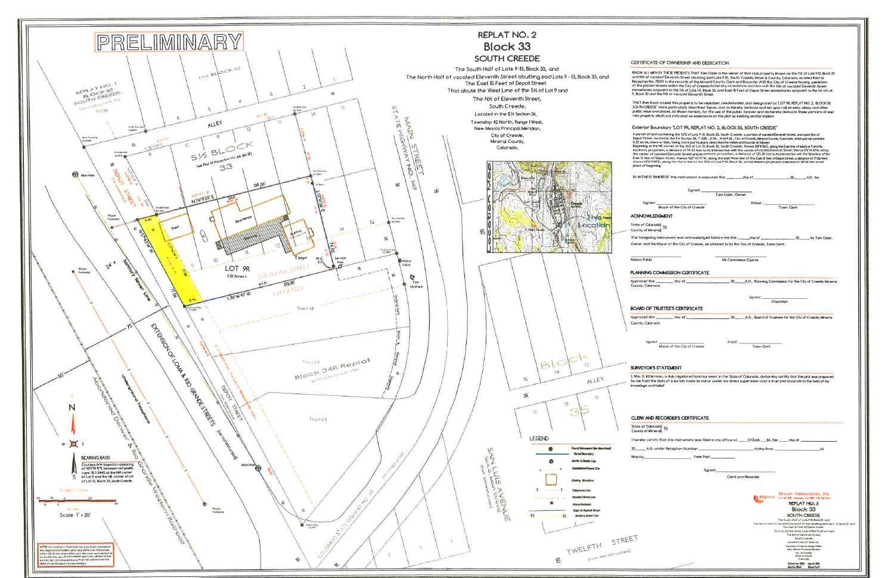# PRELIMINARY

## REPLAT NO. 2
## Block 33
## SOUTH CREEDE

The South Half of Lots 9-13, Block 33, and
The North Half of vacated Eleventh Street abutting said Lots 9 - 13, Block 33, and
The East 15 Feet of Depot Street
That abuts the West Line of the S½ of Lot 9 and
The N½ of Eleventh Street,
South Creede,
Located in the E½ Section 36,
Township 42 North, Range 1 West,
New Mexico Principal Meridian,
City of Creede,
Mineral County,
Colorado.

### CERTIFICATE OF OWNERSHIP AND DEDICATION

KNOW ALL MEN BY THESE PRESENTS THAT Tom Oyler is the owner of that real property known as the S½ of Lots 9-13, Block 33, and N½ of vacated Eleventh Street abutting said Lots 9-13, South Creede, Mineral County, Colorado, as described at Reception No. 70374 in the records of the Mineral County Clerk and Recorder AND the City of Creede having jurisdiction of the platted streets within the City of Creede do hereby consolidate said lots with the N½ of vacated Eleventh Street immediately adjacent to the S½ of Lots 9-13, Block 33, and East 15 Feet of Depot Street immediately adjacent to the S½ of Lot 9, Block 33 and the N½ of vacated Eleventh Street.

THAT they have caused this property to be replatted, resubdivided, and designated as "LOT 9R, REPLAT NO. 2, BLOCK 33, SOUTH CREEDE" more particularly described below, and do hereby dedicate and set apart all streets, alleys, and other public ways and places, as shown hereon, for the use of the public forever and do hereby dedicate those portions of said real property which are indicated as easements on the plat as existing and/or implied.

### Exterior Boundary "LOT 9R, REPLAT NO. 2, BLOCK 33, SOUTH CREEDE"

A parcel of land containing the S½ of Lots 9-13, Block 33, South Creede, a portion of vacated Eleventh Street, and a portion of Depot Street, located in the E½ Section 36, T. 42N., R.1W., N.M.P.M., City of Creede, Mineral County, Colorado, which parcel contains 0.22 acres, more or less, being more particularly described by metes and bounds as follows:
Beginning at the NE corner of the S½ of Lot 13, Block 33, South Creede; thence S13°41'36"E, along the East line of said Lot 13 and its southerly projection, a distance of 74.93 feet to its intersection with the center of vacated Eleventh Street; thence S76°14'41"W, along the center of vacated Eleventh Street and its westerly projection, a distance of 120.58 feet to its intersection with the Westline of the East 15 feet of Depot Street; thence N27°40'41"W, along the said West line of the East 15 feet of Depot Street, a distance of 77.86 feet; thence N76°17'07"E, along the North line of the S½ of Lots 9-13, Block 33, and its westerly projection, a distance of 139.06 feet to the place of beginning.

IN WITNESS WHEREOF this instrument is executed this ______ day of ______________, 20_____, A.D. by:

Signed: ______________________
Tom Oyler, Owner

Signed: ______________________ Attest: ______________________
Mayor of the City of Creede    Town Clerk

### ACKNOWLEDGMENT

State of Colorado)
County of Mineral) SS

The foregoing instrument was acknowledged before me this ______ day of ______________, 20_____, by Tom Oyler, Owner and the Mayor of the City of Creede, as attested to by the City of Creede, Town Clerk

______________________    ______________________
Notary Public    My Commission Expires

### PLANNING COMMISSION CERTIFICATE

Approved this ______ day of ______________, 20_____ A.D., Planning Commission for the City of Creede, Mineral County, Colorado.

Signed: ______________________
Chairman

### BOARD OF TRUSTEE'S CERTIFICATE

Approved this ______ day of ______________, 20_____ A.D., Board of Trustees for the City of Creede, Mineral County, Colorado.

Signed: ______________________ Attest: ______________________
Mayor of the City of Creede    Town Clerk

### SURVEYOR'S STATEMENT

I, Wm. D. Kitterman, a duly registered land surveyor in the State of Colorado, do hereby certify that this plat was prepared by me from the data of a survey made by me or under my direct supervision and is true and accurate to the best of my knowledge and belief.

### CLERK AND RECORDER'S CERTIFICATE

State of Colorado)
County of Mineral) SS

I hereby certify that this instrument was filed in my office at ______ O'Clock ___M. this ______ day of ______________, 20_____ A.D. under Reception Number ______________ in Map Book ______________ at Map No. ______________ . Fees Paid ______________ .

Signed: ______________________
Clerk and Recorder

### BEARING BASIS

Courses are based on a bearing of N76°15'11"E between red plastic caps, RLS 5442 at the NW corner of Lot 9 and the NE corner of Lot of Lot 13, Block 33, South Creede.

Graphic Scale

Scale 1" = 20'

### LEGEND

- Found Monument (as described)
- Parcel Boundary
- Set Pin & Plastic Cap
- Established Fence Line
- Existing Structure
- Telephone Line
- Vacated Street Line
- Phone Pedestal
- Edge of Asphalt Street
- Sanitary Sewer Line

NOTE: According to Colorado law you must commence any legal action based upon any defect in this survey within three years after you first discover such defect. In no event may any action based upon any defect in this survey be commenced more than ten years from the date of certification shown hereon.

Rincon Associates, Inc.

REPLAT NO. 2
Block 33
SOUTH CREEDE

The South Half of Lots 9-13, Block 33, and The North Half of vacated Eleventh Street abutting said Lots 9 - 13, Block 33, and The East 15 Feet of Depot Street That abuts the West Line of the S½ of Lot 9 and The N½ of Eleventh Street, South Creede, Located in the E½ Section 36, Township 42 North, Range 1 West, New Mexico Principal Meridian, City of Creede, Mineral County, Colorado.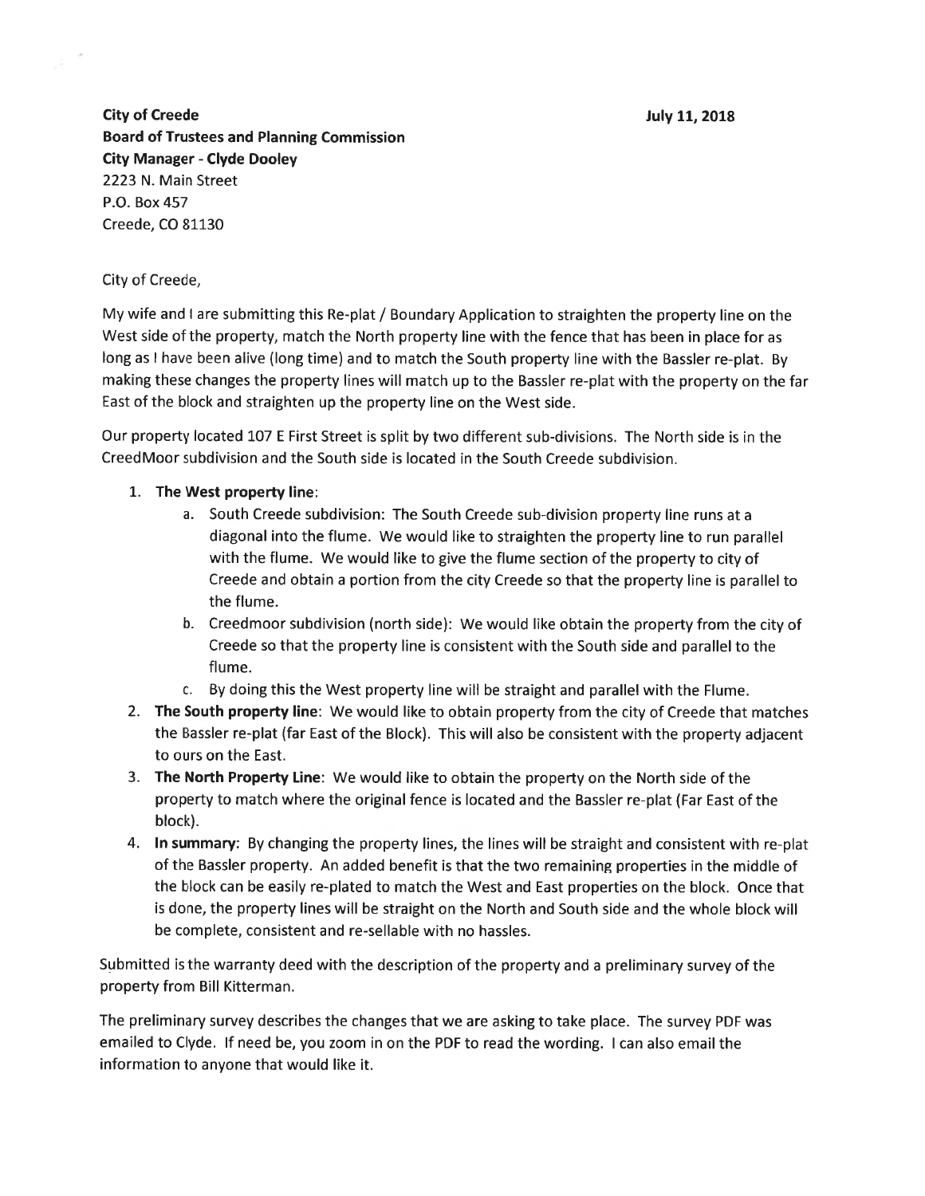**City of Creede**
**Board of Trustees and Planning Commission**
**City Manager - Clyde Dooley**
2223 N. Main Street
P.O. Box 457
Creede, CO 81130

**July 11, 2018**

City of Creede,

My wife and I are submitting this Re-plat / Boundary Application to straighten the property line on the West side of the property, match the North property line with the fence that has been in place for as long as I have been alive (long time) and to match the South property line with the Bassler re-plat. By making these changes the property lines will match up to the Bassler re-plat with the property on the far East of the block and straighten up the property line on the West side.

Our property located 107 E First Street is split by two different sub-divisions. The North side is in the CreedMoor subdivision and the South side is located in the South Creede subdivision.

1. **The West property line**:
   a. South Creede subdivision: The South Creede sub-division property line runs at a diagonal into the flume. We would like to straighten the property line to run parallel with the flume. We would like to give the flume section of the property to city of Creede and obtain a portion from the city Creede so that the property line is parallel to the flume.
   b. Creedmoor subdivision (north side): We would like obtain the property from the city of Creede so that the property line is consistent with the South side and parallel to the flume.
   c. By doing this the West property line will be straight and parallel with the Flume.
2. **The South property line**: We would like to obtain property from the city of Creede that matches the Bassler re-plat (far East of the Block). This will also be consistent with the property adjacent to ours on the East.
3. **The North Property Line**: We would like to obtain the property on the North side of the property to match where the original fence is located and the Bassler re-plat (Far East of the block).
4. **In summary**: By changing the property lines, the lines will be straight and consistent with re-plat of the Bassler property. An added benefit is that the two remaining properties in the middle of the block can be easily re-plated to match the West and East properties on the block. Once that is done, the property lines will be straight on the North and South side and the whole block will be complete, consistent and re-sellable with no hassles.

Submitted is the warranty deed with the description of the property and a preliminary survey of the property from Bill Kitterman.

The preliminary survey describes the changes that we are asking to take place. The survey PDF was emailed to Clyde. If need be, you zoom in on the PDF to read the wording. I can also email the information to anyone that would like it.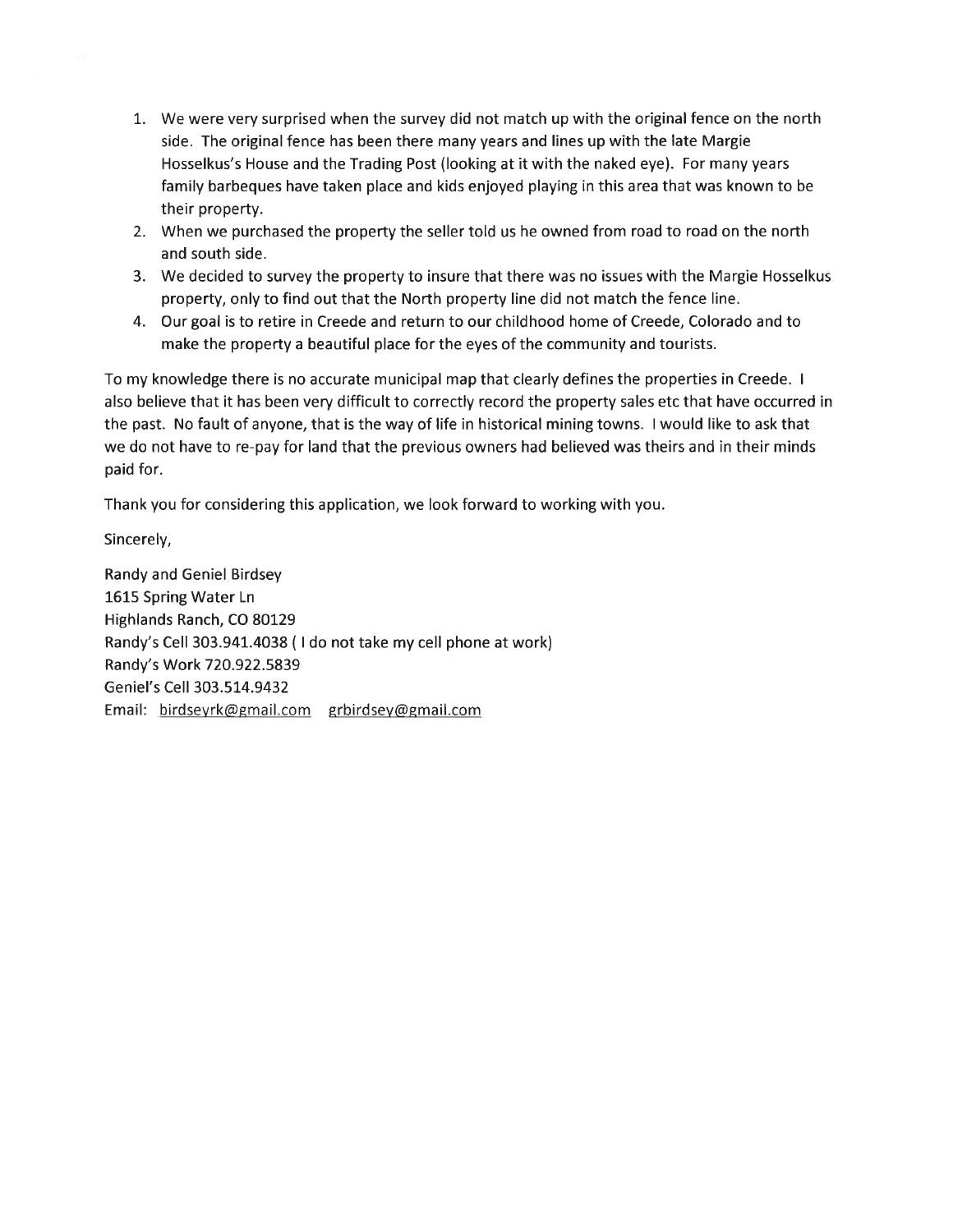1. We were very surprised when the survey did not match up with the original fence on the north side. The original fence has been there many years and lines up with the late Margie Hosselkus's House and the Trading Post (looking at it with the naked eye). For many years family barbeques have taken place and kids enjoyed playing in this area that was known to be their property.
2. When we purchased the property the seller told us he owned from road to road on the north and south side.
3. We decided to survey the property to insure that there was no issues with the Margie Hosselkus property, only to find out that the North property line did not match the fence line.
4. Our goal is to retire in Creede and return to our childhood home of Creede, Colorado and to make the property a beautiful place for the eyes of the community and tourists.

To my knowledge there is no accurate municipal map that clearly defines the properties in Creede. I also believe that it has been very difficult to correctly record the property sales etc that have occurred in the past. No fault of anyone, that is the way of life in historical mining towns. I would like to ask that we do not have to re-pay for land that the previous owners had believed was theirs and in their minds paid for.

Thank you for considering this application, we look forward to working with you.

Sincerely,

Randy and Geniel Birdsey
1615 Spring Water Ln
Highlands Ranch, CO 80129
Randy's Cell 303.941.4038 ( I do not take my cell phone at work)
Randy's Work 720.922.5839
Geniel's Cell 303.514.9432
Email: birdseyrk@gmail.com grbirdsey@gmail.com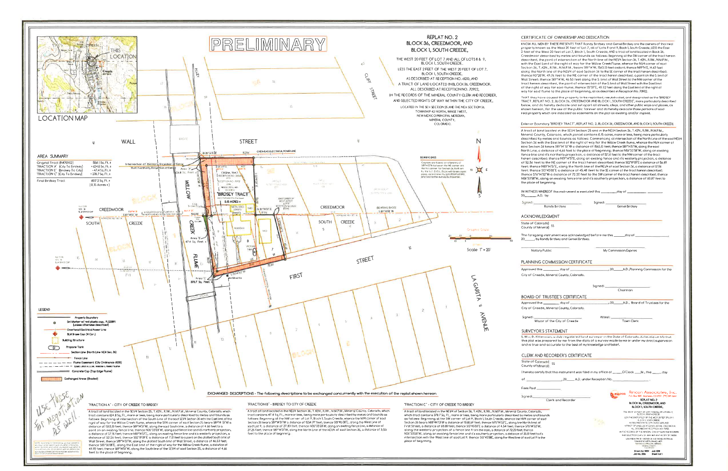# PRELIMINARY

## REPLAT NO. 2
## BLOCK 36, CREEDMOOR, AND
## BLOCK 1, SOUTH CREEDE,

THE WEST 20 FEET OF LOT 7 AND ALL OF LOTS 8 & 9, BLOCK 1, SOUTH CREEDE,

LESS THE EAST 2 FEET OF THE WEST 20 FEET OF LOT 7, BLOCK 1, SOUTH CREEDE,

AS DESCRIBED AT RECEPTION NO. 61210, AND

A TRACT OF LAND LOCATED IN BLOCK 36, CREEDMOOR, ALL DESCRIBED AT RECEPTION NO. 70902,

IN THE RECORDS OF THE MINERAL COUNTY CLERK AND RECORDER, AND SELECTED RIGHTS OF WAY WITHIN THE CITY OF CREEDE,

LOCATED IN THE SE1/4 SECTION 25 AND THE NE1/4 SECTION 36, TOWNSHIP 42 NORTH, RANGE 1 WEST, NEW MEXICO PRINCIPAL MERIDIAN, MINERAL COUNTY, COLORADO.

## LOCATION MAP

THIS LOCATION

## AREA SUMMARY

| | |
|---|---|
| Original Tract (R#70902) | 5561.1 Sq. Ft. ± |
| "FRACTION A" (City To Birdsey) | + 624.6 Sq. Ft. ± |
| "FRACTION B" (Birdsey To City) | - 47.4 Sq. Ft. ± |
| "FRACTION C" (City To Birdsey) | + 378.7 Sq. Ft. ± |
| Final Birdsey Tract | 6517.2 Sq. Ft. ± (0.15 Acres ±) |

WALL STREET

OVERHEAD ELECTRICAL POWERLINE

ALLEY

CLIFF STREET

WILLOW CREEK FLUME

CREEDMOOR

SOUTH CREEDE

FIRST STREET

LA GARITA AVENUE

BLOCK

"BIRDSEY TRACT" 0.15 ACRES ±

ORIGINAL TRACT RECEPTION NO. 70902

Intersection of Westerly Projection of Fence With Northerly Projection of Fence

Area "A" 624.6 Sq. Feet ±

Area "B" 47.4 Sq. Feet ±

Area "C" 378.7 Sq. Feet ±

BEARING BASIS: Courses are based on a bearing of S89°14'51"W between the NE corner and the NW corner for Section 36, both set by the U.S. G.L.O., BLM with brass caps, as monumented by said BLM brass caps and said to the survey by traverse.

N

Graphic Scale

Scale 1" = 20'

## LEGEND

- Property Boundary
- Set Marker w/ red plastic cap, PLS22891 (unless otherwise described)
- Overhead Electrical Power Line
- BLM Brass Cap (¼ Cor.)
- Building Structure
- Propane Tank
- Section Line (North Line NE¼ Sec. 36)
- Fence Line
- Flume Easement (City Ordinance #205) (East Limit R.O.W. Willow Creek Flume)
- Concrete Cap (Top Edge Flume)
- Exchanged Areas (Shaded)

*Use these for negotiation as well.*

## CERTIFICATE OF OWNERSHIP AND DEDICATION

KNOW ALL MEN BY THESE PRESENTS THAT Randy Birdsey and Genel Birdsey are the owners of that real property known as the West 20 feet of Lot 7, all of Lots 8 and 9, Block 1, South Creede, LESS the East 2 feet of the West 20 feet of Lot 7, Block 1, South Creede, AND a tract of land located in Block 36, Creedmoor described by metes and bounds as follows: Beginning at the SW corner of the tract herein described, the point of intersection of the North line of the NE1/4 Section 36, T.42N., R.1W., N.M.P.M., with the East Limit of the right of way for the Willow Creek Flume, whence the N1/4 corner of said Section 36, T.42N., R.1W., N.M.P.M., bears S89°14'W, 1563.10 feet distant; thence N89°14'E, 14.63 feet along the North line of the NE1/4 of said Section 36 to the SE corner of the tract herein described; thence N2°20'W, 49.76 feet to the NE corner of the tract herein described, a point on the S. limit of Wall Street; thence S89°14'W, 46.53 feet along the S. limit of Wall Street to the NW corner of the tract herein described, the point of intersection of the S. limit of Wall Street with the East limit of the right of way for said flume; thence S5°37'E, 49.92 feet along the East limit of the right of way for said flume to the place of beginning, all as described in Reception No. 70902.

THAT they have caused the property to be replatted, resubdivided, and designated as the "BIRDSEY TRACT", REPLAT NO. 2, BLOCK 36, CREEDMOOR AND BLOCK 1, SOUTH CREEDE", more particularly described below, and do hereby dedicate and set apart all streets, alleys, and other public ways and places, as shown hereon, for the use of the public forever and do hereby dedicate those portions of said real property which are indicated as easements on the plat as existing and/or implied.

Exterior Boundary "BIRDSEY TRACT", REPLAT NO. 2, BLOCK 36, CREEDMOOR, AND BLOCK 1, SOUTH CREEDE

A tract of land located in the SE1/4 Section 25 and in the NE1/4 Section 36, T.42N., R.1W., N.M.P.M., Mineral County, Colorado, which parcel contains 0.15 acres, more or less, being more particularly described by metes and bounds as follows: Commencing at intersection of the North line of the said NE1/4 Section 36 with the East limit of the right of way for the Willow Creek flume, whence the N1/4 corner of said Section 36 bears S89°14'51"W a distance of 1563.13 feet; thence S89°14'51"W, along the said North Line, a distance of 4.66 feet to the place of beginning; thence N06°20'58"W, along an existing fence line and it's northerly projection, a distance of 57.16 feet to the NW corner of the tract herein described; thence N89°14'51"E, along an existing fence line and it's westerly projection, a distance of 52.56 feet to the NE corner of the tract herein described; thence S02°19'09"E a distance of 56.89 feet; thence N89°14'51"E, along the North line of the NE1/4 of said Section 36, a distance of 17.56 feet; thence S10°45'08"E a distance of 45.48 feet to the SE corner of the tract herein described; thence S76°14'52"W a distance of 72.20 feet to the SW corner of the tract herein described; thence N06°33'58"W, along an existing fence line and it's southerly projection, a distance of 60.87 feet to the place of beginning.

IN WITNESS WHEREOF this instrument is executed this _______ day of _______________, 20_______ A.D., by:

Signed: _______________________ Randy Birdsey

Signed: _______________________ Genel Birdsey

## ACKNOWLEDGMENT

State of Colorado) ss
County of Mineral)

The foregoing instrument was acknowledged before me this _______ day of _______________, 20_______, by Randy Birdsey and Genel Birdsey.

_______________________ Notary Public

_______________________ My Commission Expires

## PLANNING COMMISSION CERTIFICATE

Approved this _______ day of _______________, 20_______ A.D., Planning Commission for the City of Creede, Mineral County, Colorado.

Signed: _______________________ Chairman

## BOARD OF TRUSTEE'S CERTIFICATE

Approved this _______ day of _______________, 20_______ A.D., Board of Trustees for the City of Creede, Mineral County, Colorado.

Signed: _______________________ Mayor of the City of Creede

Attest: _______________________ Town Clerk

## SURVEYOR'S STATEMENT

I, Wm. D. Ritterman, a duly registered land surveyor in the State of Colorado, do hereby certify that this plat was prepared by me from the data of a survey made by me or under my direct supervision and is true and accurate to the best of my knowledge and belief.

## CLERK AND RECORDER'S CERTIFICATE

State of Colorado) ss
County of Mineral)

I hereby certify that this instrument was filed in my office at _______ O'Clock _______ M., this _______ day of _______________, 20_______ A.D. under Reception No. _______________

Fees Paid _______________

Signed: _______________________ Clerk and Recorder

Rincon Associates, Inc.

REPLAT NO. 2 BLOCK 36, CREEDMOOR, AND BLOCK 1, SOUTH CREEDE,

## EXCHANGED DESCRIPTIONS - The following descriptions to be exchanged concurrently with the execution of the replat shown hereon

### "FRACTION A" - CITY OF CREEDE TO BIRDSEY

A tract of land located in the SE1/4 Section 25, T.42N., R.1W., N.M.P.M., Mineral County, Colorado, which tract contains 624.6 Sq. Ft., more or less, being more particularly described by metes and bounds as follows: Beginning at intersection of the South Line of the said SE1/4 Section 25 with the East limit of the right of way for the Willow Creek flume, whence the S1/4 corner of said Section 25 bears S89°14'51"W a distance of 1563.13 feet; thence S89°14'51"W, along the said South Line, a distance of 4.66 feet to a point on an existing fence line; thence N06°33'58"W, along said fence line and it's northerly projection, a distance of 57.16 feet; thence N89°14'51"E, along an existing fence line and it's westerly projection, a distance of 52.56 feet; thence S02°19'09"E a distance of 7.12 feet to a point on the platted South limit of Wall Street; thence S89°14'51"W, along the platted South limit of Wall Street, a distance of 46.53 feet; thence S05°36'08"E, along the East limit of the right of way for the Willow Creek flume, a distance of 49.92 feet; thence S89°14'51"W, along the South line of the SE1/4 of said Section 25, a distance of 4.66 feet to the place of beginning.

### "FRACTION B" - BIRDSEY TO CITY OF CREEDE

A tract of land located in the NE1/4 Section 36, T.42N., R.1W., N.M.P.M., Mineral County, Colorado, which tract contains 47.4 Sq. Ft., more or less, being more particularly described by metes and bounds as follows: Beginning at the NW corner of Lot 9, Block 1, South Creede, whence the N1/4 corner of said Section 36 bears S89°14'51"W a distance of 1554.97 feet; thence S10°45'08"E, along the West Line of said Lot 9, a distance of 27.83 feet; thence N06°33'58"W, along an existing fence line, a distance of 27.25 feet; thence S89°14'51"W, along the North Line of the NE1/4 of said Section 36, a distance of 3.50 feet to the place of beginning.

### "FRACTION C" - CITY OF CREEDE TO BIRDSEY

A tract of land located in the NE1/4 of Section 36, T.42N., R.1W., N.M.P.M., Mineral County, Colorado, which tract contains 378.7 Sq. Ft., more or less, being more particularly described by metes and bounds as follows: Beginning at the SW corner of Lot 9, Block 1, South Creede, whence the N1/4 corner of said Section 36 bears N89°44'13"W a distance of 1568.69 feet; thence N76°14'52"E, along the North limit of First Street, a distance of 68.00 feet; thence S13°45'08"E a distance of 4.54 feet; thence S76°14'52"W, along the westerly projection of a fence line from the east, a distance of 72.20 feet; thence N06°33'58"W, along an existing fence line and it's southerly projection, a distance of 33.01 feet to it's intersection with the West line of said Lot 9; thence S13°45'08"E, along the West line of said Lot 9 to the place of beginning.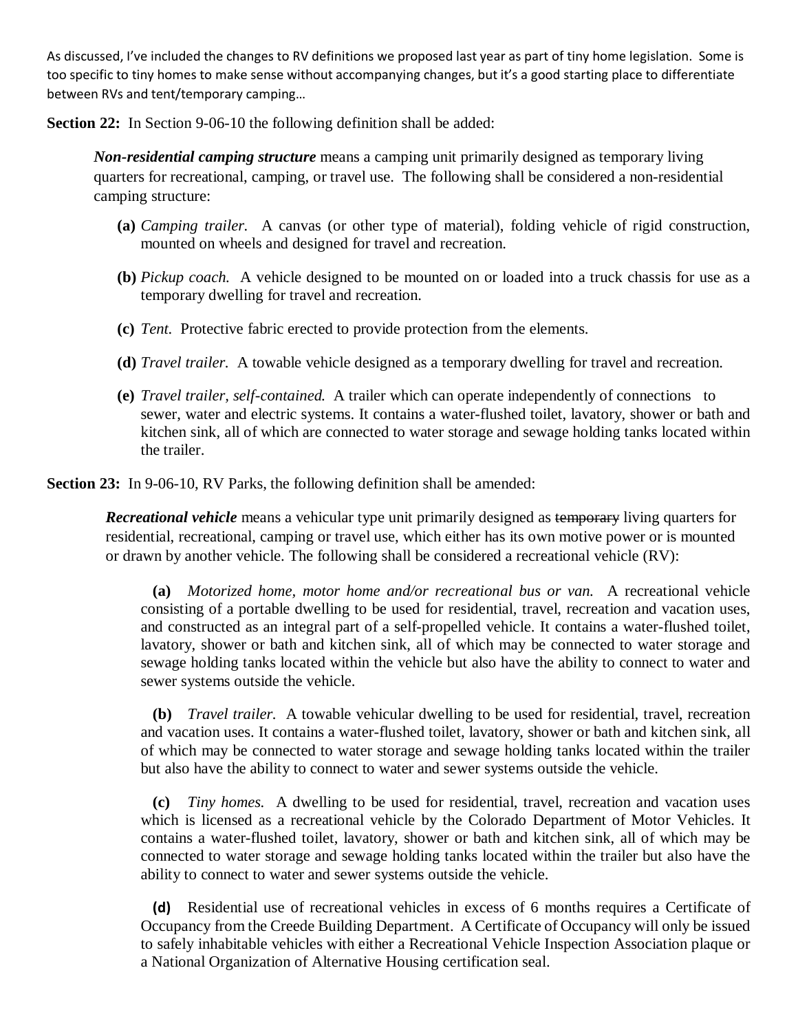As discussed, I've included the changes to RV definitions we proposed last year as part of tiny home legislation. Some is too specific to tiny homes to make sense without accompanying changes, but it's a good starting place to differentiate between RVs and tent/temporary camping…

**Section 22:** In Section 9-06-10 the following definition shall be added:

> ***Non-residential camping structure*** means a camping unit primarily designed as temporary living quarters for recreational, camping, or travel use. The following shall be considered a non-residential camping structure:
>
> **(a)** *Camping trailer.* A canvas (or other type of material), folding vehicle of rigid construction, mounted on wheels and designed for travel and recreation.
>
> **(b)** *Pickup coach.* A vehicle designed to be mounted on or loaded into a truck chassis for use as a temporary dwelling for travel and recreation.
>
> **(c)** *Tent.* Protective fabric erected to provide protection from the elements.
>
> **(d)** *Travel trailer.* A towable vehicle designed as a temporary dwelling for travel and recreation.
>
> **(e)** *Travel trailer, self-contained.* A trailer which can operate independently of connections to sewer, water and electric systems. It contains a water-flushed toilet, lavatory, shower or bath and kitchen sink, all of which are connected to water storage and sewage holding tanks located within the trailer.

**Section 23:** In 9-06-10, RV Parks, the following definition shall be amended:

> ***Recreational vehicle*** means a vehicular type unit primarily designed as ~~temporary~~ living quarters for residential, recreational, camping or travel use, which either has its own motive power or is mounted or drawn by another vehicle. The following shall be considered a recreational vehicle (RV):
>
> **(a)** *Motorized home, motor home and/or recreational bus or van.* A recreational vehicle consisting of a portable dwelling to be used for residential, travel, recreation and vacation uses, and constructed as an integral part of a self-propelled vehicle. It contains a water-flushed toilet, lavatory, shower or bath and kitchen sink, all of which may be connected to water storage and sewage holding tanks located within the vehicle but also have the ability to connect to water and sewer systems outside the vehicle.
>
> **(b)** *Travel trailer.* A towable vehicular dwelling to be used for residential, travel, recreation and vacation uses. It contains a water-flushed toilet, lavatory, shower or bath and kitchen sink, all of which may be connected to water storage and sewage holding tanks located within the trailer but also have the ability to connect to water and sewer systems outside the vehicle.
>
> **(c)** *Tiny homes.* A dwelling to be used for residential, travel, recreation and vacation uses which is licensed as a recreational vehicle by the Colorado Department of Motor Vehicles. It contains a water-flushed toilet, lavatory, shower or bath and kitchen sink, all of which may be connected to water storage and sewage holding tanks located within the trailer but also have the ability to connect to water and sewer systems outside the vehicle.
>
> **(d)** Residential use of recreational vehicles in excess of 6 months requires a Certificate of Occupancy from the Creede Building Department. A Certificate of Occupancy will only be issued to safely inhabitable vehicles with either a Recreational Vehicle Inspection Association plaque or a National Organization of Alternative Housing certification seal.